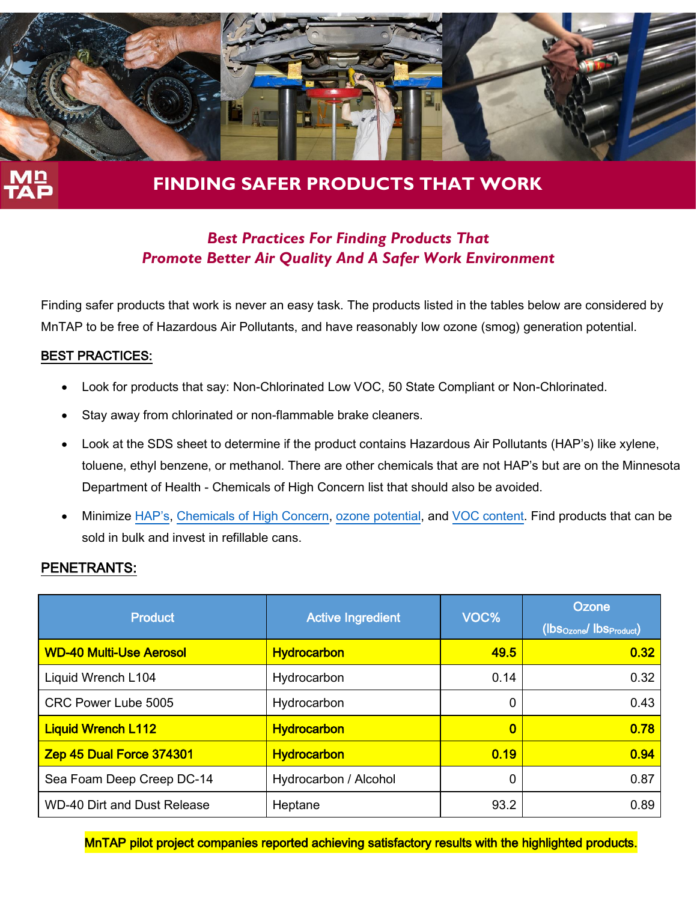# FINDING SAFER PRODUCTS THAT WORK

## *Best Practices For Finding Products That Promote Better Air Quality And A Safer Work Environment*

Finding safer products that work is never an easy task. The products listed in the tables below are considered by MnTAP to be free of Hazardous Air Pollutants, and have reasonably low ozone (smog) generation potential.

**BEST PRACTICES:**

- Look for products that say: Non-Chlorinated Low VOC, 50 State Compliant or Non-Chlorinated.
- Stay away from chlorinated or non-flammable brake cleaners.
- Look at the SDS sheet to determine if the product contains Hazardous Air Pollutants (HAP's) like xylene, toluene, ethyl benzene, or methanol. There are other chemicals that are not HAP's but are on the Minnesota Department of Health - Chemicals of High Concern list that should also be avoided.
- Minimize HAP's, Chemicals of High Concern, ozone potential, and VOC content. Find products that can be sold in bulk and invest in refillable cans.

**PENETRANTS:**

| Product | Active Ingredient | VOC% | Ozone ($lbs_{Ozone}$/ $lbs_{Product}$) |
|---|---|---|---|
| **WD-40 Multi-Use Aerosol** | **Hydrocarbon** | **49.5** | **0.32** |
| Liquid Wrench L104 | Hydrocarbon | 0.14 | 0.32 |
| CRC Power Lube 5005 | Hydrocarbon | 0 | 0.43 |
| **Liquid Wrench L112** | **Hydrocarbon** | **0** | **0.78** |
| **Zep 45 Dual Force 374301** | **Hydrocarbon** | **0.19** | **0.94** |
| Sea Foam Deep Creep DC-14 | Hydrocarbon / Alcohol | 0 | 0.87 |
| WD-40 Dirt and Dust Release | Heptane | 93.2 | 0.89 |

MnTAP pilot project companies reported achieving satisfactory results with the highlighted products.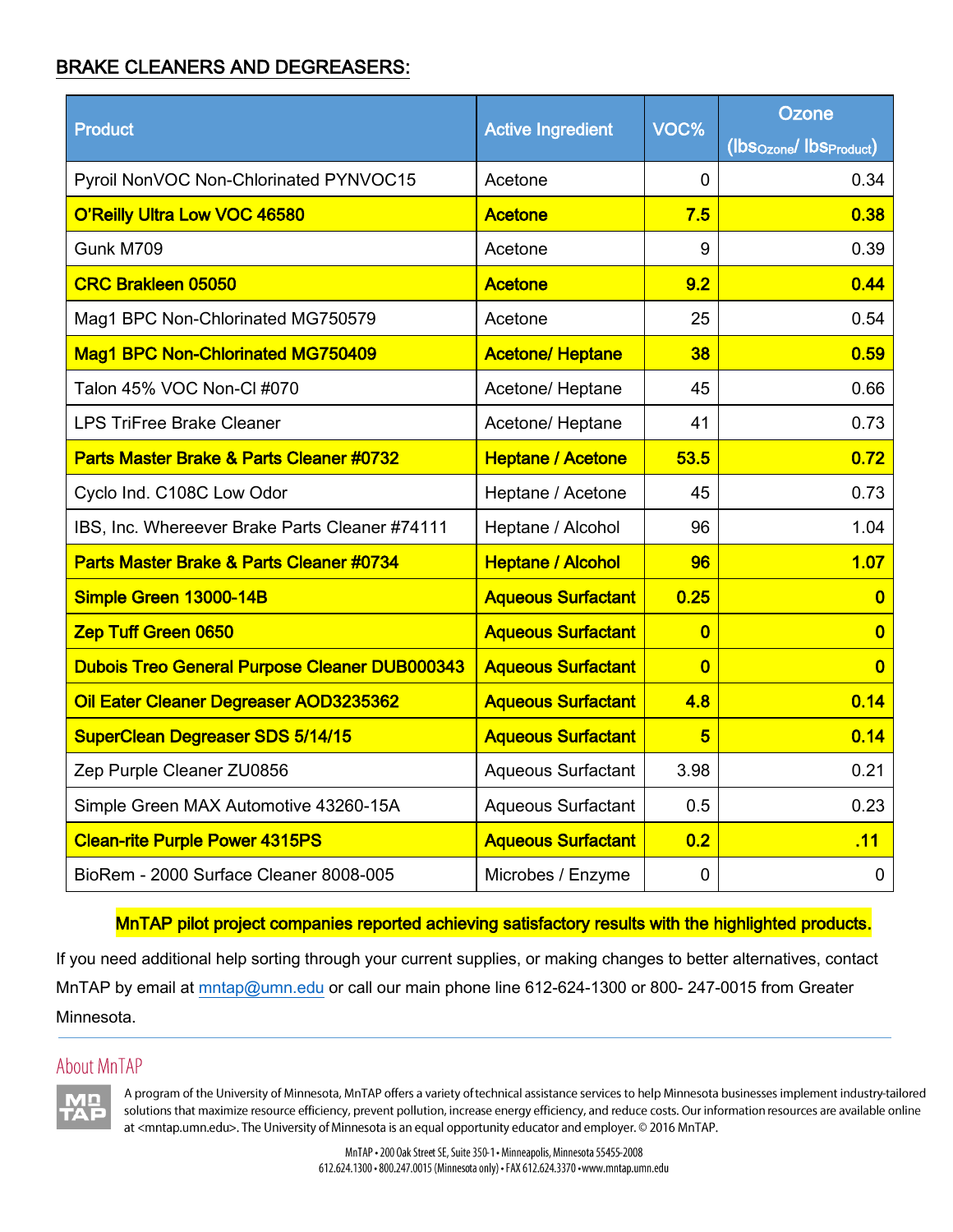## BRAKE CLEANERS AND DEGREASERS:

| Product | Active Ingredient | VOC% | Ozone ($lbs_{Ozone}$/ $lbs_{Product}$) |
|---|---|---|---|
| Pyroil NonVOC Non-Chlorinated PYNVOC15 | Acetone | 0 | 0.34 |
| **O'Reilly Ultra Low VOC 46580** | **Acetone** | **7.5** | **0.38** |
| Gunk M709 | Acetone | 9 | 0.39 |
| **CRC Brakleen 05050** | **Acetone** | **9.2** | **0.44** |
| Mag1 BPC Non-Chlorinated MG750579 | Acetone | 25 | 0.54 |
| **Mag1 BPC Non-Chlorinated MG750409** | **Acetone/ Heptane** | **38** | **0.59** |
| Talon 45% VOC Non-Cl #070 | Acetone/ Heptane | 45 | 0.66 |
| LPS TriFree Brake Cleaner | Acetone/ Heptane | 41 | 0.73 |
| **Parts Master Brake & Parts Cleaner #0732** | **Heptane / Acetone** | **53.5** | **0.72** |
| Cyclo Ind. C108C Low Odor | Heptane / Acetone | 45 | 0.73 |
| IBS, Inc. Whereever Brake Parts Cleaner #74111 | Heptane / Alcohol | 96 | 1.04 |
| **Parts Master Brake & Parts Cleaner #0734** | **Heptane / Alcohol** | **96** | **1.07** |
| **Simple Green 13000-14B** | **Aqueous Surfactant** | **0.25** | **0** |
| **Zep Tuff Green 0650** | **Aqueous Surfactant** | **0** | **0** |
| **Dubois Treo General Purpose Cleaner DUB000343** | **Aqueous Surfactant** | **0** | **0** |
| **Oil Eater Cleaner Degreaser AOD3235362** | **Aqueous Surfactant** | **4.8** | **0.14** |
| **SuperClean Degreaser SDS 5/14/15** | **Aqueous Surfactant** | **5** | **0.14** |
| Zep Purple Cleaner ZU0856 | Aqueous Surfactant | 3.98 | 0.21 |
| Simple Green MAX Automotive 43260-15A | Aqueous Surfactant | 0.5 | 0.23 |
| **Clean-rite Purple Power 4315PS** | **Aqueous Surfactant** | **0.2** | **.11** |
| BioRem - 2000 Surface Cleaner 8008-005 | Microbes / Enzyme | 0 | 0 |

**MnTAP pilot project companies reported achieving satisfactory results with the highlighted products.**

If you need additional help sorting through your current supplies, or making changes to better alternatives, contact MnTAP by email at mntap@umn.edu or call our main phone line 612-624-1300 or 800- 247-0015 from Greater Minnesota.

---

## About MnTAP

A program of the University of Minnesota, MnTAP offers a variety of technical assistance services to help Minnesota businesses implement industry-tailored solutions that maximize resource efficiency, prevent pollution, increase energy efficiency, and reduce costs. Our information resources are available online at <mntap.umn.edu>. The University of Minnesota is an equal opportunity educator and employer. © 2016 MnTAP.

MnTAP • 200 Oak Street SE, Suite 350-1 • Minneapolis, Minnesota 55455-2008
612.624.1300 • 800.247.0015 (Minnesota only) • FAX 612.624.3370 • www.mntap.umn.edu